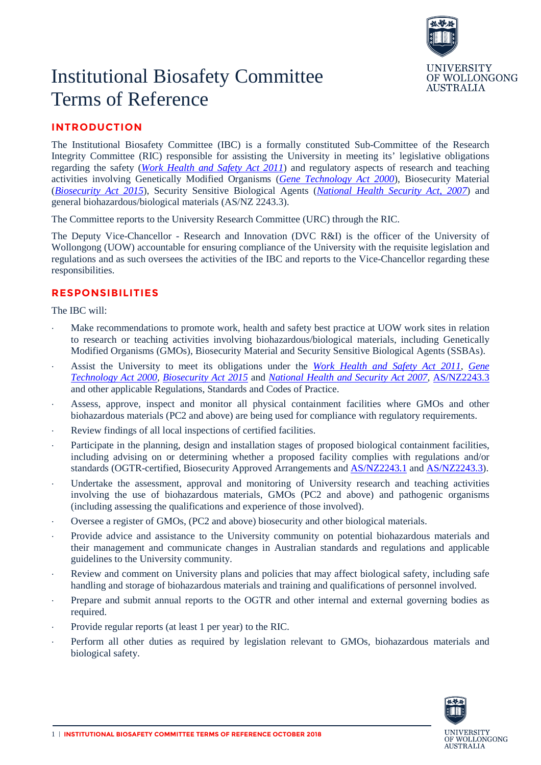# Institutional Biosafety Committee Terms of Reference

## INTRODUCTION

The Institutional Biosafety Committee (IBC) is a formally constituted Sub-Committee of the Research Integrity Committee (RIC) responsible for assisting the University in meeting its' legislative obligations regarding the safety (*Work Health and Safety Act 2011*) and regulatory aspects of research and teaching activities involving Genetically Modified Organisms (*Gene Technology Act 2000*), Biosecurity Material (*Biosecurity Act 2015*), Security Sensitive Biological Agents (*National Health Security Act, 2007*) and general biohazardous/biological materials (AS/NZ 2243.3).

The Committee reports to the University Research Committee (URC) through the RIC.

The Deputy Vice-Chancellor - Research and Innovation (DVC R&I) is the officer of the University of Wollongong (UOW) accountable for ensuring compliance of the University with the requisite legislation and regulations and as such oversees the activities of the IBC and reports to the Vice-Chancellor regarding these responsibilities.

## RESPONSIBILITIES

The IBC will:

- Make recommendations to promote work, health and safety best practice at UOW work sites in relation to research or teaching activities involving biohazardous/biological materials, including Genetically Modified Organisms (GMOs), Biosecurity Material and Security Sensitive Biological Agents (SSBAs).
- Assist the University to meet its obligations under the *Work Health and Safety Act 2011*, *Gene Technology Act 2000*, *Biosecurity Act 2015* and *National Health and Security Act 2007*, AS/NZ2243.3 and other applicable Regulations, Standards and Codes of Practice.
- Assess, approve, inspect and monitor all physical containment facilities where GMOs and other biohazardous materials (PC2 and above) are being used for compliance with regulatory requirements.
- Review findings of all local inspections of certified facilities.
- Participate in the planning, design and installation stages of proposed biological containment facilities, including advising on or determining whether a proposed facility complies with regulations and/or standards (OGTR-certified, Biosecurity Approved Arrangements and AS/NZ2243.1 and AS/NZ2243.3).
- Undertake the assessment, approval and monitoring of University research and teaching activities involving the use of biohazardous materials, GMOs (PC2 and above) and pathogenic organisms (including assessing the qualifications and experience of those involved).
- Oversee a register of GMOs, (PC2 and above) biosecurity and other biological materials.
- Provide advice and assistance to the University community on potential biohazardous materials and their management and communicate changes in Australian standards and regulations and applicable guidelines to the University community.
- Review and comment on University plans and policies that may affect biological safety, including safe handling and storage of biohazardous materials and training and qualifications of personnel involved.
- Prepare and submit annual reports to the OGTR and other internal and external governing bodies as required.
- Provide regular reports (at least 1 per year) to the RIC.
- Perform all other duties as required by legislation relevant to GMOs, biohazardous materials and biological safety.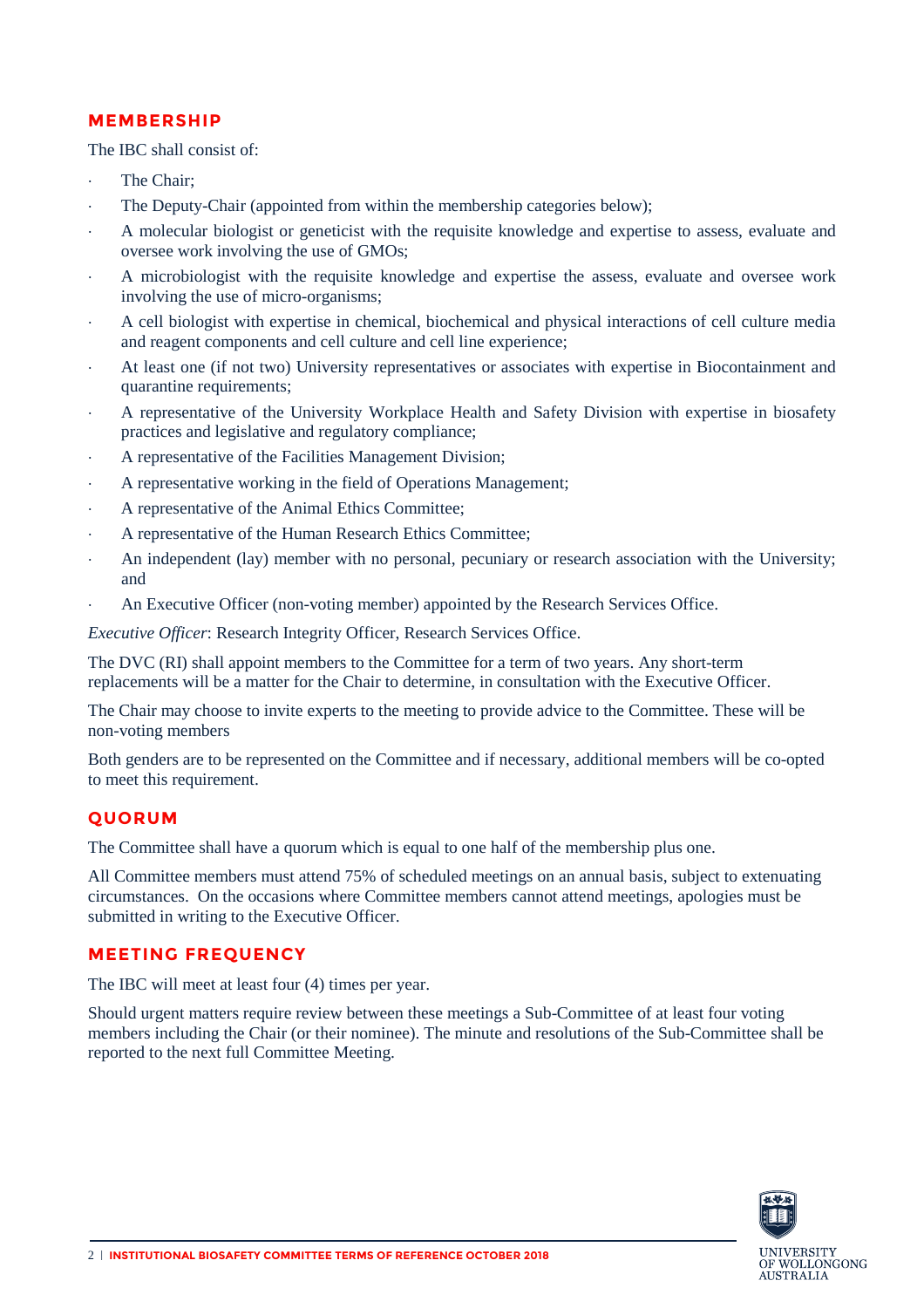## MEMBERSHIP

The IBC shall consist of:

- The Chair;
- The Deputy-Chair (appointed from within the membership categories below);
- A molecular biologist or geneticist with the requisite knowledge and expertise to assess, evaluate and oversee work involving the use of GMOs;
- A microbiologist with the requisite knowledge and expertise the assess, evaluate and oversee work involving the use of micro-organisms;
- A cell biologist with expertise in chemical, biochemical and physical interactions of cell culture media and reagent components and cell culture and cell line experience;
- At least one (if not two) University representatives or associates with expertise in Biocontainment and quarantine requirements;
- A representative of the University Workplace Health and Safety Division with expertise in biosafety practices and legislative and regulatory compliance;
- A representative of the Facilities Management Division;
- A representative working in the field of Operations Management;
- A representative of the Animal Ethics Committee;
- A representative of the Human Research Ethics Committee;
- An independent (lay) member with no personal, pecuniary or research association with the University; and
- An Executive Officer (non-voting member) appointed by the Research Services Office.

*Executive Officer*: Research Integrity Officer, Research Services Office.

The DVC (RI) shall appoint members to the Committee for a term of two years. Any short-term replacements will be a matter for the Chair to determine, in consultation with the Executive Officer.

The Chair may choose to invite experts to the meeting to provide advice to the Committee. These will be non-voting members

Both genders are to be represented on the Committee and if necessary, additional members will be co-opted to meet this requirement.

## QUORUM

The Committee shall have a quorum which is equal to one half of the membership plus one.

All Committee members must attend 75% of scheduled meetings on an annual basis, subject to extenuating circumstances. On the occasions where Committee members cannot attend meetings, apologies must be submitted in writing to the Executive Officer.

## MEETING FREQUENCY

The IBC will meet at least four (4) times per year.

Should urgent matters require review between these meetings a Sub-Committee of at least four voting members including the Chair (or their nominee). The minute and resolutions of the Sub-Committee shall be reported to the next full Committee Meeting.